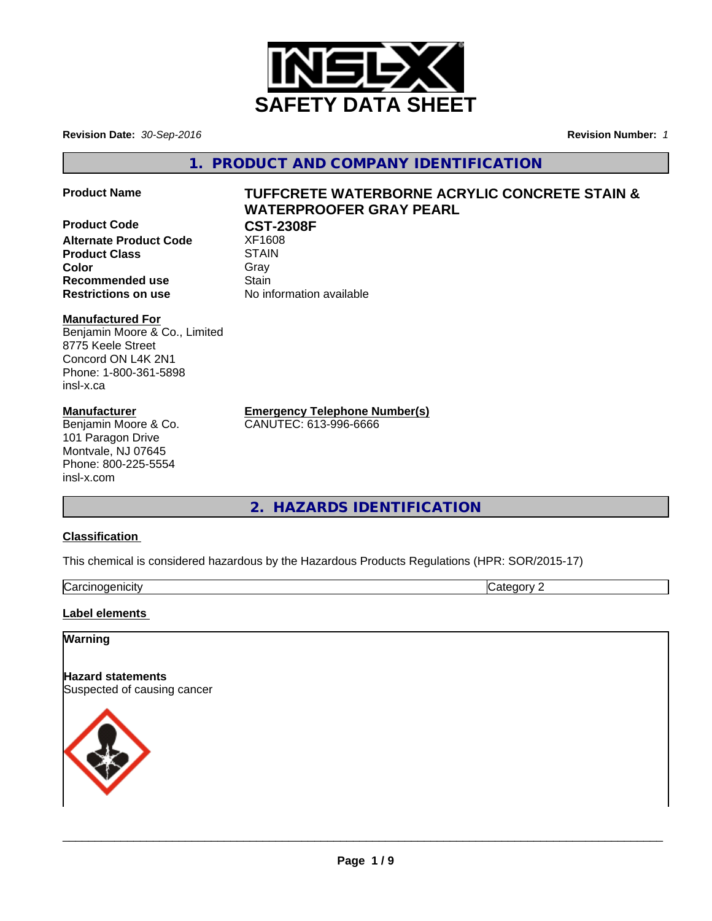# SAFETY DATA SHEET

**Revision Date:** *30-Sep-2016*

**Revision Number:** *1*

## 1. PRODUCT AND COMPANY IDENTIFICATION

| | |
|---|---|
| **Product Name** | **TUFFCRETE WATERBORNE ACRYLIC CONCRETE STAIN & WATERPROOFER GRAY PEARL** |
| **Product Code** | **CST-2308F** |
| **Alternate Product Code** | XF1608 |
| **Product Class** | STAIN |
| **Color** | Gray |
| **Recommended use** | Stain |
| **Restrictions on use** | No information available |

**Manufactured For**
Benjamin Moore & Co., Limited
8775 Keele Street
Concord ON L4K 2N1
Phone: 1-800-361-5898
insl-x.ca

**Manufacturer**
Benjamin Moore & Co.
101 Paragon Drive
Montvale, NJ 07645
Phone: 800-225-5554
insl-x.com

**Emergency Telephone Number(s)**
CANUTEC: 613-996-6666

## 2. HAZARDS IDENTIFICATION

**Classification**

This chemical is considered hazardous by the Hazardous Products Regulations (HPR: SOR/2015-17)

| | |
|---|---|
| Carcinogenicity | Category 2 |

**Label elements**

**Warning**

**Hazard statements**
Suspected of causing cancer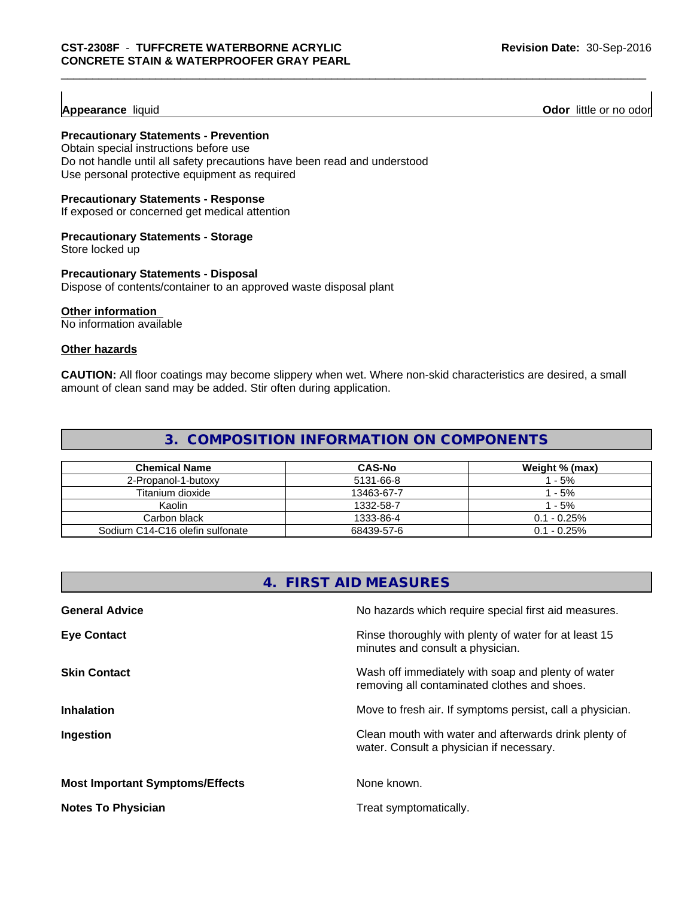**Appearance** liquid **Odor** little or no odor

**Precautionary Statements - Prevention**
Obtain special instructions before use
Do not handle until all safety precautions have been read and understood
Use personal protective equipment as required

**Precautionary Statements - Response**
If exposed or concerned get medical attention

**Precautionary Statements - Storage**
Store locked up

**Precautionary Statements - Disposal**
Dispose of contents/container to an approved waste disposal plant

**Other information**
No information available

**Other hazards**

**CAUTION:** All floor coatings may become slippery when wet. Where non-skid characteristics are desired, a small amount of clean sand may be added. Stir often during application.

## 3. COMPOSITION INFORMATION ON COMPONENTS

| Chemical Name | CAS-No | Weight % (max) |
|---|---|---|
| 2-Propanol-1-butoxy | 5131-66-8 | 1 - 5% |
| Titanium dioxide | 13463-67-7 | 1 - 5% |
| Kaolin | 1332-58-7 | 1 - 5% |
| Carbon black | 1333-86-4 | 0.1 - 0.25% |
| Sodium C14-C16 olefin sulfonate | 68439-57-6 | 0.1 - 0.25% |

## 4. FIRST AID MEASURES

**General Advice** No hazards which require special first aid measures.

**Eye Contact** Rinse thoroughly with plenty of water for at least 15 minutes and consult a physician.

**Skin Contact** Wash off immediately with soap and plenty of water removing all contaminated clothes and shoes.

**Inhalation** Move to fresh air. If symptoms persist, call a physician.

**Ingestion** Clean mouth with water and afterwards drink plenty of water. Consult a physician if necessary.

**Most Important Symptoms/Effects** None known.

**Notes To Physician** Treat symptomatically.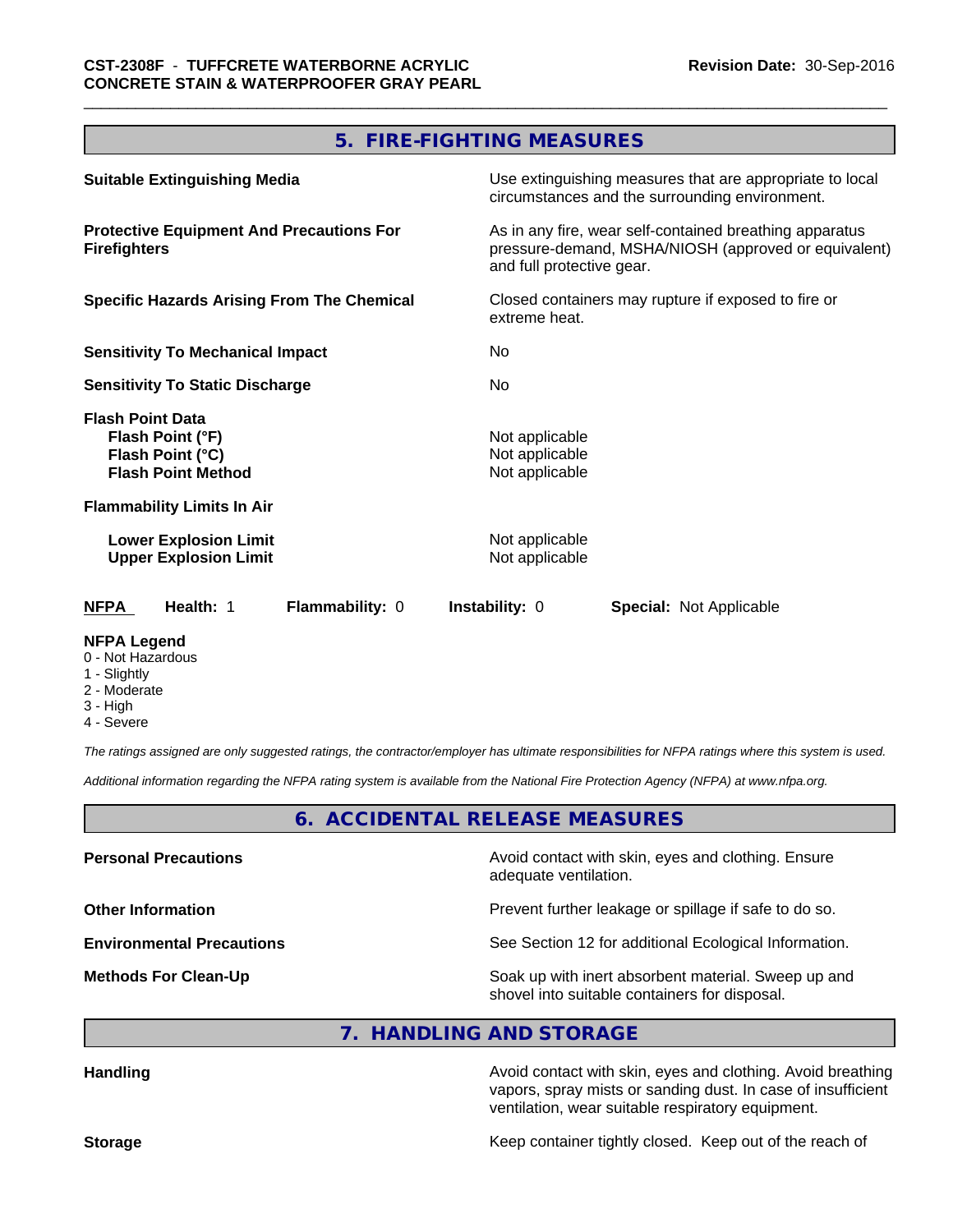## 5. FIRE-FIGHTING MEASURES

| | |
|---|---|
| **Suitable Extinguishing Media** | Use extinguishing measures that are appropriate to local circumstances and the surrounding environment. |
| **Protective Equipment And Precautions For Firefighters** | As in any fire, wear self-contained breathing apparatus pressure-demand, MSHA/NIOSH (approved or equivalent) and full protective gear. |
| **Specific Hazards Arising From The Chemical** | Closed containers may rupture if exposed to fire or extreme heat. |
| **Sensitivity To Mechanical Impact** | No |
| **Sensitivity To Static Discharge** | No |

**Flash Point Data**

| | |
|---|---|
| **Flash Point (°F)** | Not applicable |
| **Flash Point (°C)** | Not applicable |
| **Flash Point Method** | Not applicable |

**Flammability Limits In Air**

| | |
|---|---|
| **Lower Explosion Limit** | Not applicable |
| **Upper Explosion Limit** | Not applicable |

**NFPA** **Health:** 1 **Flammability:** 0 **Instability:** 0 **Special:** Not Applicable

**NFPA Legend**
- 0 - Not Hazardous
- 1 - Slightly
- 2 - Moderate
- 3 - High
- 4 - Severe

*The ratings assigned are only suggested ratings, the contractor/employer has ultimate responsibilities for NFPA ratings where this system is used.*

*Additional information regarding the NFPA rating system is available from the National Fire Protection Agency (NFPA) at www.nfpa.org.*

## 6. ACCIDENTAL RELEASE MEASURES

| | |
|---|---|
| **Personal Precautions** | Avoid contact with skin, eyes and clothing. Ensure adequate ventilation. |
| **Other Information** | Prevent further leakage or spillage if safe to do so. |
| **Environmental Precautions** | See Section 12 for additional Ecological Information. |
| **Methods For Clean-Up** | Soak up with inert absorbent material. Sweep up and shovel into suitable containers for disposal. |

## 7. HANDLING AND STORAGE

| | |
|---|---|
| **Handling** | Avoid contact with skin, eyes and clothing. Avoid breathing vapors, spray mists or sanding dust. In case of insufficient ventilation, wear suitable respiratory equipment. |
| **Storage** | Keep container tightly closed. Keep out of the reach of |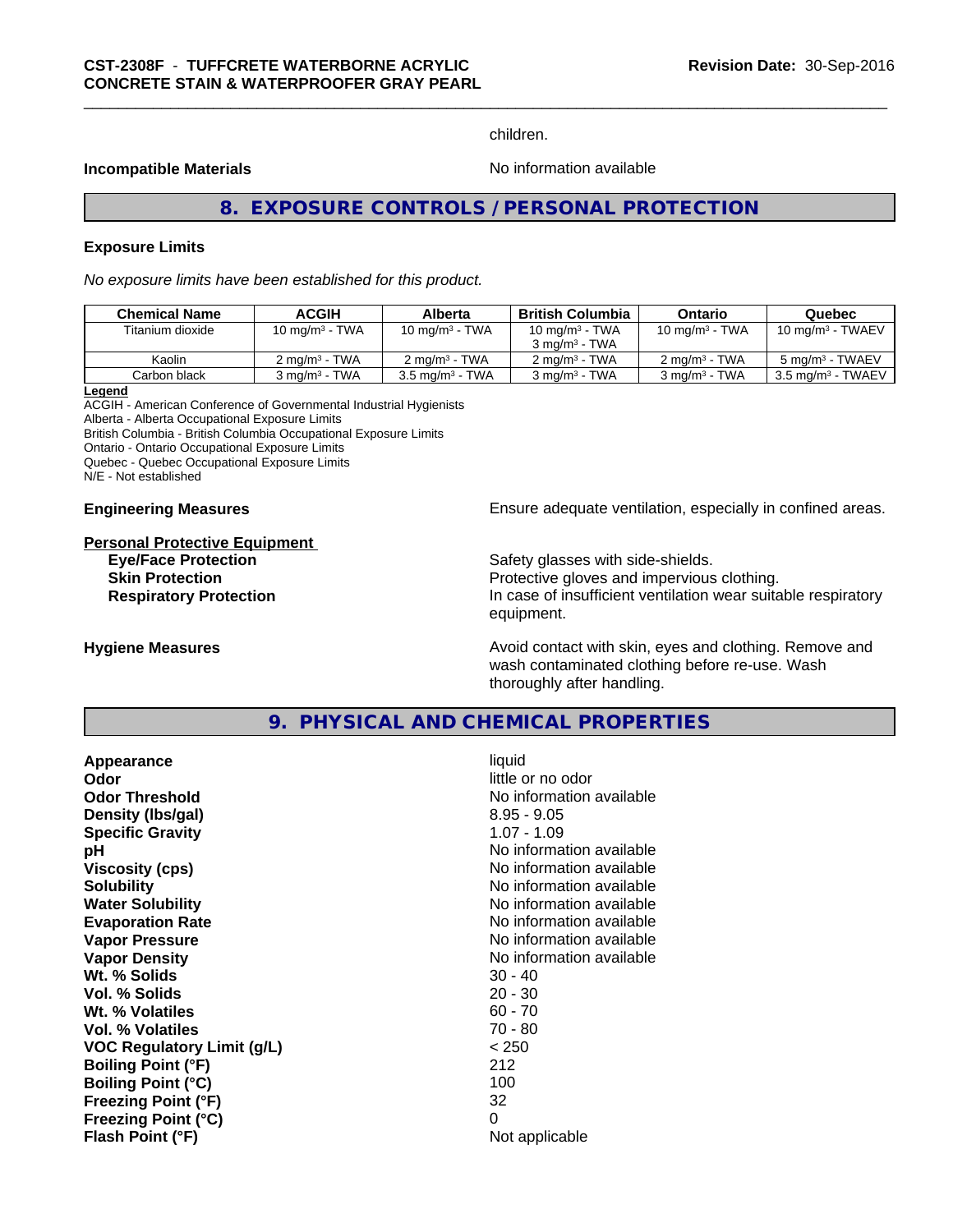children.

**Incompatible Materials** No information available

## 8. EXPOSURE CONTROLS / PERSONAL PROTECTION

### Exposure Limits

*No exposure limits have been established for this product.*

| Chemical Name | ACGIH | Alberta | British Columbia | Ontario | Quebec |
|---|---|---|---|---|---|
| Titanium dioxide | 10 mg/m³ - TWA | 10 mg/m³ - TWA | 10 mg/m³ - TWA<br>3 mg/m³ - TWA | 10 mg/m³ - TWA | 10 mg/m³ - TWAEV |
| Kaolin | 2 mg/m³ - TWA | 2 mg/m³ - TWA | 2 mg/m³ - TWA | 2 mg/m³ - TWA | 5 mg/m³ - TWAEV |
| Carbon black | 3 mg/m³ - TWA | 3.5 mg/m³ - TWA | 3 mg/m³ - TWA | 3 mg/m³ - TWA | 3.5 mg/m³ - TWAEV |

**Legend**
ACGIH - American Conference of Governmental Industrial Hygienists
Alberta - Alberta Occupational Exposure Limits
British Columbia - British Columbia Occupational Exposure Limits
Ontario - Ontario Occupational Exposure Limits
Quebec - Quebec Occupational Exposure Limits
N/E - Not established

**Engineering Measures** Ensure adequate ventilation, especially in confined areas.

**Personal Protective Equipment**

**Eye/Face Protection** Safety glasses with side-shields.
**Skin Protection** Protective gloves and impervious clothing.
**Respiratory Protection** In case of insufficient ventilation wear suitable respiratory equipment.

**Hygiene Measures** Avoid contact with skin, eyes and clothing. Remove and wash contaminated clothing before re-use. Wash thoroughly after handling.

## 9. PHYSICAL AND CHEMICAL PROPERTIES

**Appearance** liquid
**Odor** little or no odor
**Odor Threshold** No information available
**Density (lbs/gal)** 8.95 - 9.05
**Specific Gravity** 1.07 - 1.09
**pH** No information available
**Viscosity (cps)** No information available
**Solubility** No information available
**Water Solubility** No information available
**Evaporation Rate** No information available
**Vapor Pressure** No information available
**Vapor Density** No information available
**Wt. % Solids** 30 - 40
**Vol. % Solids** 20 - 30
**Wt. % Volatiles** 60 - 70
**Vol. % Volatiles** 70 - 80
**VOC Regulatory Limit (g/L)** < 250
**Boiling Point (°F)** 212
**Boiling Point (°C)** 100
**Freezing Point (°F)** 32
**Freezing Point (°C)** 0
**Flash Point (°F)** Not applicable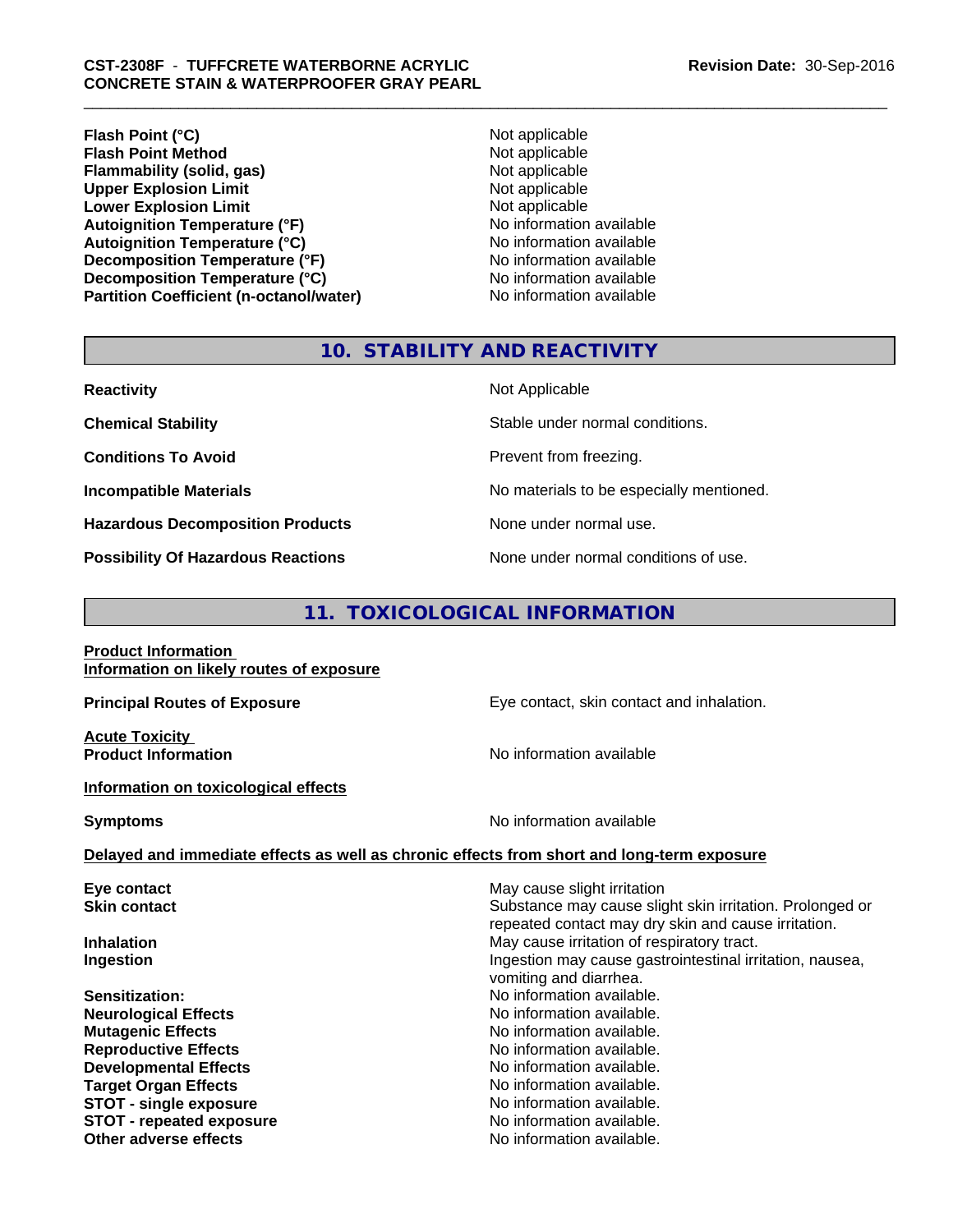| | |
|---|---|
| **Flash Point (°C)** | Not applicable |
| **Flash Point Method** | Not applicable |
| **Flammability (solid, gas)** | Not applicable |
| **Upper Explosion Limit** | Not applicable |
| **Lower Explosion Limit** | Not applicable |
| **Autoignition Temperature (°F)** | No information available |
| **Autoignition Temperature (°C)** | No information available |
| **Decomposition Temperature (°F)** | No information available |
| **Decomposition Temperature (°C)** | No information available |
| **Partition Coefficient (n-octanol/water)** | No information available |

## 10. STABILITY AND REACTIVITY

| | |
|---|---|
| **Reactivity** | Not Applicable |
| **Chemical Stability** | Stable under normal conditions. |
| **Conditions To Avoid** | Prevent from freezing. |
| **Incompatible Materials** | No materials to be especially mentioned. |
| **Hazardous Decomposition Products** | None under normal use. |
| **Possibility Of Hazardous Reactions** | None under normal conditions of use. |

## 11. TOXICOLOGICAL INFORMATION

**Product Information**
**Information on likely routes of exposure**

**Principal Routes of Exposure** — Eye contact, skin contact and inhalation.

**Acute Toxicity**
**Product Information** — No information available

**Information on toxicological effects**

**Symptoms** — No information available

**Delayed and immediate effects as well as chronic effects from short and long-term exposure**

| | |
|---|---|
| **Eye contact** | May cause slight irritation |
| **Skin contact** | Substance may cause slight skin irritation. Prolonged or repeated contact may dry skin and cause irritation. |
| **Inhalation** | May cause irritation of respiratory tract. |
| **Ingestion** | Ingestion may cause gastrointestinal irritation, nausea, vomiting and diarrhea. |
| **Sensitization:** | No information available. |
| **Neurological Effects** | No information available. |
| **Mutagenic Effects** | No information available. |
| **Reproductive Effects** | No information available. |
| **Developmental Effects** | No information available. |
| **Target Organ Effects** | No information available. |
| **STOT - single exposure** | No information available. |
| **STOT - repeated exposure** | No information available. |
| **Other adverse effects** | No information available. |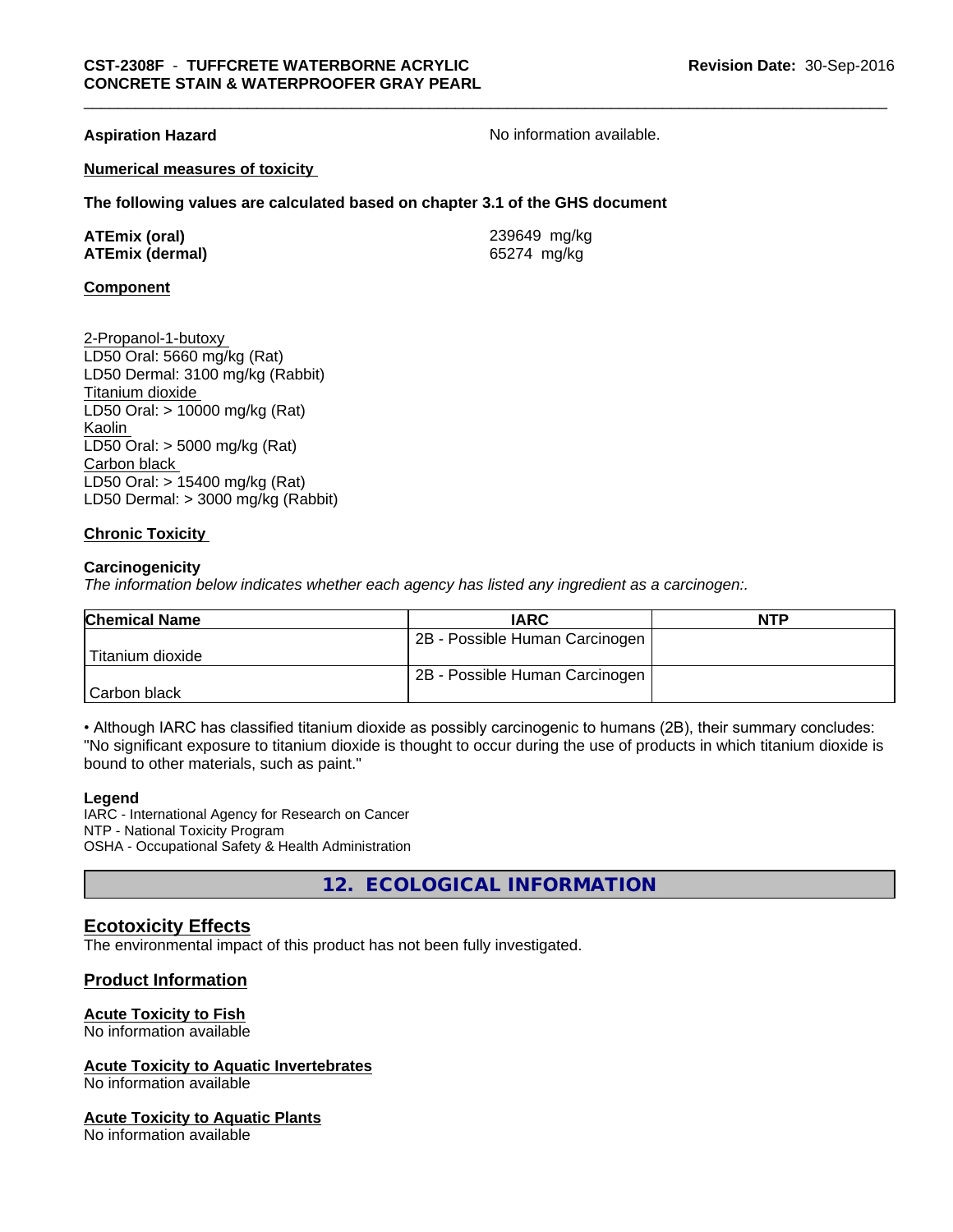**Aspiration Hazard** No information available.

**Numerical measures of toxicity**

**The following values are calculated based on chapter 3.1 of the GHS document**

**ATEmix (oral)** 239649 mg/kg
**ATEmix (dermal)** 65274 mg/kg

**Component**

2-Propanol-1-butoxy
LD50 Oral: 5660 mg/kg (Rat)
LD50 Dermal: 3100 mg/kg (Rabbit)
Titanium dioxide
LD50 Oral: > 10000 mg/kg (Rat)
Kaolin
LD50 Oral: > 5000 mg/kg (Rat)
Carbon black
LD50 Oral: > 15400 mg/kg (Rat)
LD50 Dermal: > 3000 mg/kg (Rabbit)

**Chronic Toxicity**

**Carcinogenicity**
*The information below indicates whether each agency has listed any ingredient as a carcinogen:.*

| Chemical Name | IARC | NTP |
|---|---|---|
| Titanium dioxide | 2B - Possible Human Carcinogen | |
| Carbon black | 2B - Possible Human Carcinogen | |

• Although IARC has classified titanium dioxide as possibly carcinogenic to humans (2B), their summary concludes: "No significant exposure to titanium dioxide is thought to occur during the use of products in which titanium dioxide is bound to other materials, such as paint."

**Legend**
IARC - International Agency for Research on Cancer
NTP - National Toxicity Program
OSHA - Occupational Safety & Health Administration

## 12. ECOLOGICAL INFORMATION

### Ecotoxicity Effects
The environmental impact of this product has not been fully investigated.

### Product Information

**Acute Toxicity to Fish**
No information available

**Acute Toxicity to Aquatic Invertebrates**
No information available

**Acute Toxicity to Aquatic Plants**
No information available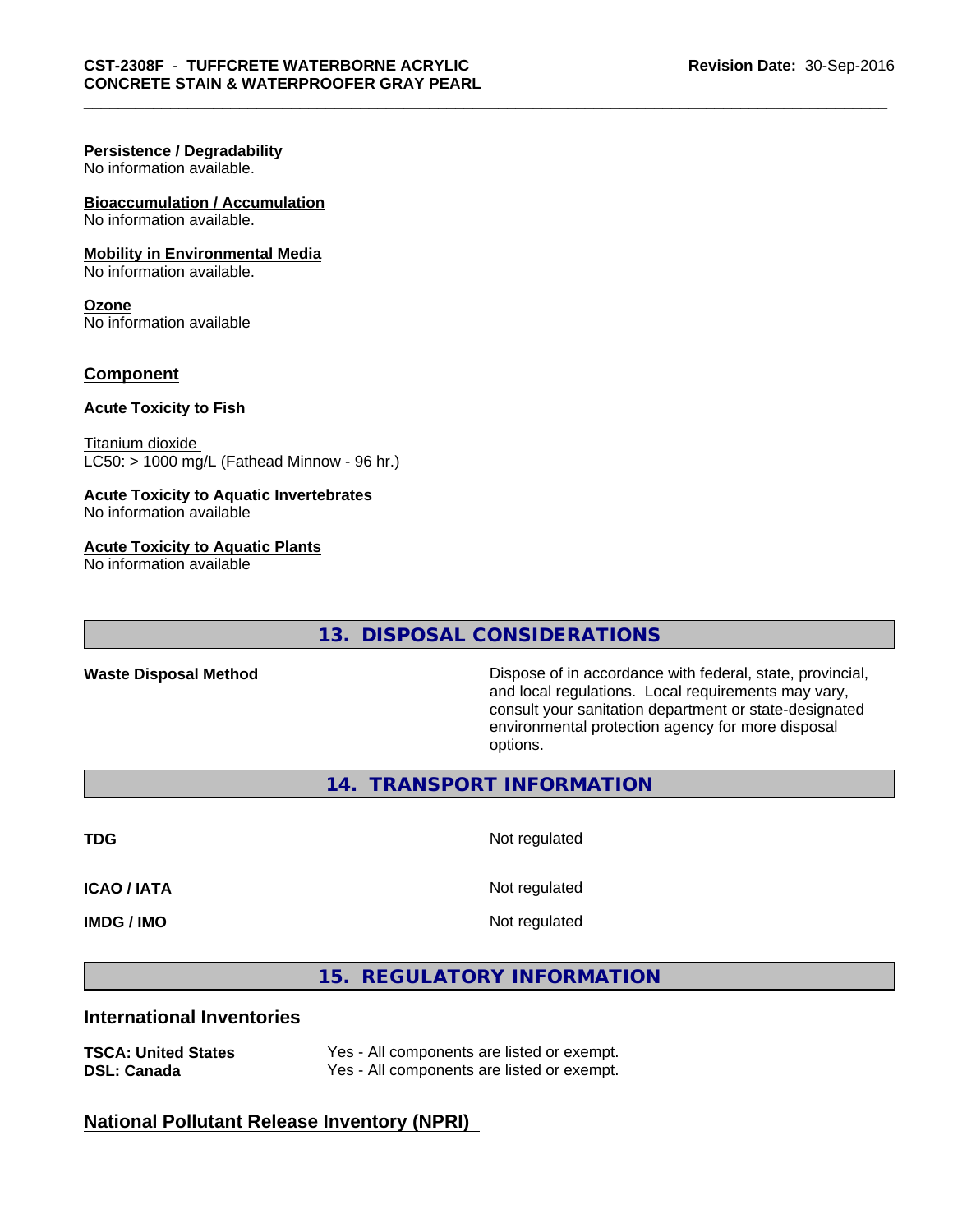**Persistence / Degradability**
No information available.

**Bioaccumulation / Accumulation**
No information available.

**Mobility in Environmental Media**
No information available.

**Ozone**
No information available

## Component

**Acute Toxicity to Fish**

Titanium dioxide
LC50: > 1000 mg/L (Fathead Minnow - 96 hr.)

**Acute Toxicity to Aquatic Invertebrates**
No information available

**Acute Toxicity to Aquatic Plants**
No information available

## 13. DISPOSAL CONSIDERATIONS

**Waste Disposal Method** — Dispose of in accordance with federal, state, provincial, and local regulations. Local requirements may vary, consult your sanitation department or state-designated environmental protection agency for more disposal options.

## 14. TRANSPORT INFORMATION

| | |
|---|---|
| **TDG** | Not regulated |
| **ICAO / IATA** | Not regulated |
| **IMDG / IMO** | Not regulated |

## 15. REGULATORY INFORMATION

### International Inventories

| | |
|---|---|
| **TSCA: United States** | Yes - All components are listed or exempt. |
| **DSL: Canada** | Yes - All components are listed or exempt. |

### National Pollutant Release Inventory (NPRI)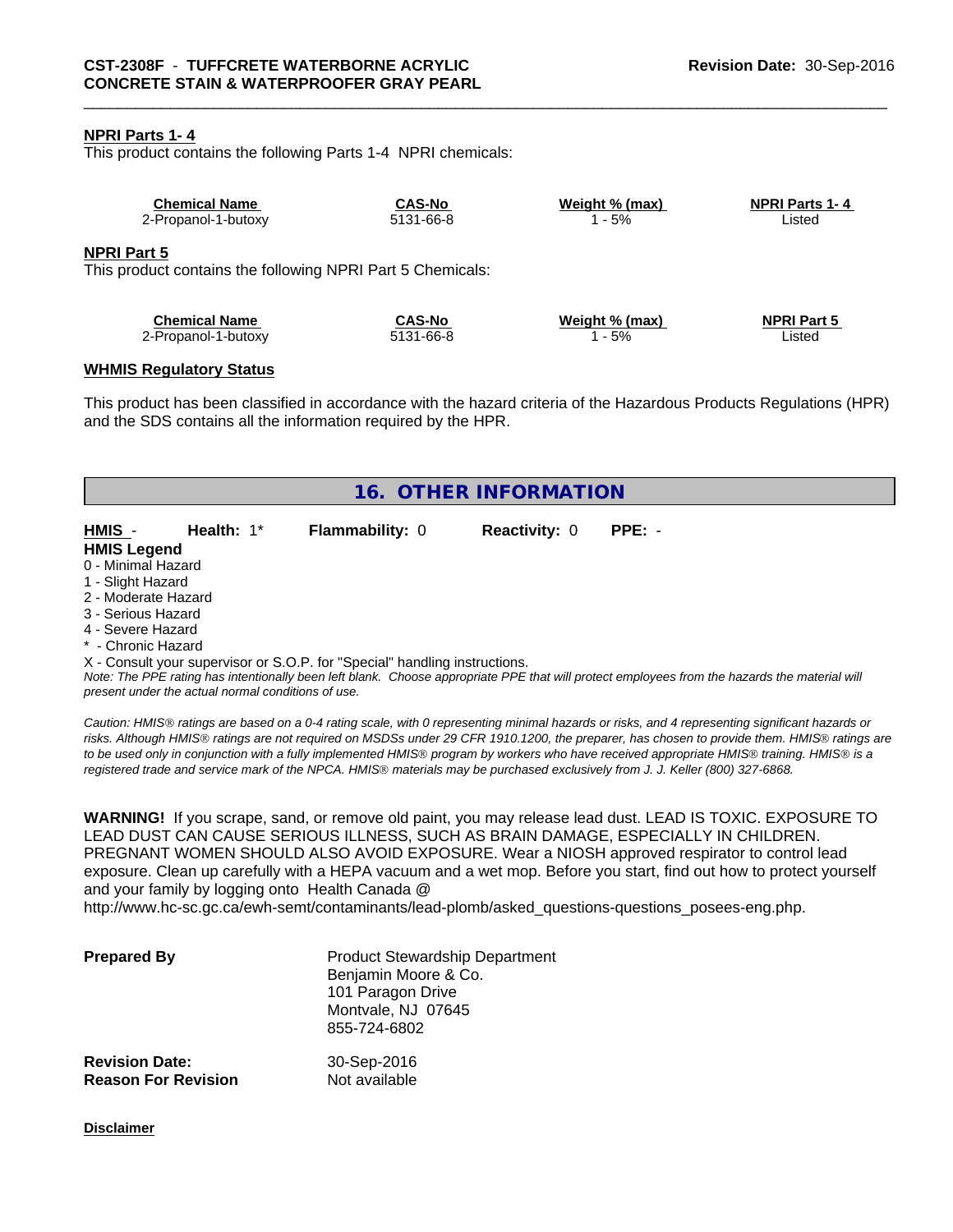**NPRI Parts 1- 4**

This product contains the following Parts 1-4 NPRI chemicals:

| Chemical Name | CAS-No | Weight % (max) | NPRI Parts 1- 4 |
|---|---|---|---|
| 2-Propanol-1-butoxy | 5131-66-8 | 1 - 5% | Listed |

**NPRI Part 5**

This product contains the following NPRI Part 5 Chemicals:

| Chemical Name | CAS-No | Weight % (max) | NPRI Part 5 |
|---|---|---|---|
| 2-Propanol-1-butoxy | 5131-66-8 | 1 - 5% | Listed |

**WHMIS Regulatory Status**

This product has been classified in accordance with the hazard criteria of the Hazardous Products Regulations (HPR) and the SDS contains all the information required by the HPR.

## 16. OTHER INFORMATION

**HMIS** - **Health:** 1* **Flammability:** 0 **Reactivity:** 0 **PPE:** -

**HMIS Legend**

0 - Minimal Hazard
1 - Slight Hazard
2 - Moderate Hazard
3 - Serious Hazard
4 - Severe Hazard
* - Chronic Hazard
X - Consult your supervisor or S.O.P. for "Special" handling instructions.

*Note: The PPE rating has intentionally been left blank. Choose appropriate PPE that will protect employees from the hazards the material will present under the actual normal conditions of use.*

*Caution: HMIS® ratings are based on a 0-4 rating scale, with 0 representing minimal hazards or risks, and 4 representing significant hazards or risks. Although HMIS® ratings are not required on MSDSs under 29 CFR 1910.1200, the preparer, has chosen to provide them. HMIS® ratings are to be used only in conjunction with a fully implemented HMIS® program by workers who have received appropriate HMIS® training. HMIS® is a registered trade and service mark of the NPCA. HMIS® materials may be purchased exclusively from J. J. Keller (800) 327-6868.*

**WARNING!** If you scrape, sand, or remove old paint, you may release lead dust. LEAD IS TOXIC. EXPOSURE TO LEAD DUST CAN CAUSE SERIOUS ILLNESS, SUCH AS BRAIN DAMAGE, ESPECIALLY IN CHILDREN. PREGNANT WOMEN SHOULD ALSO AVOID EXPOSURE. Wear a NIOSH approved respirator to control lead exposure. Clean up carefully with a HEPA vacuum and a wet mop. Before you start, find out how to protect yourself and your family by logging onto Health Canada @ http://www.hc-sc.gc.ca/ewh-semt/contaminants/lead-plomb/asked_questions-questions_posees-eng.php.

**Prepared By**

Product Stewardship Department
Benjamin Moore & Co.
101 Paragon Drive
Montvale, NJ 07645
855-724-6802

**Revision Date:** 30-Sep-2016
**Reason For Revision** Not available

**Disclaimer**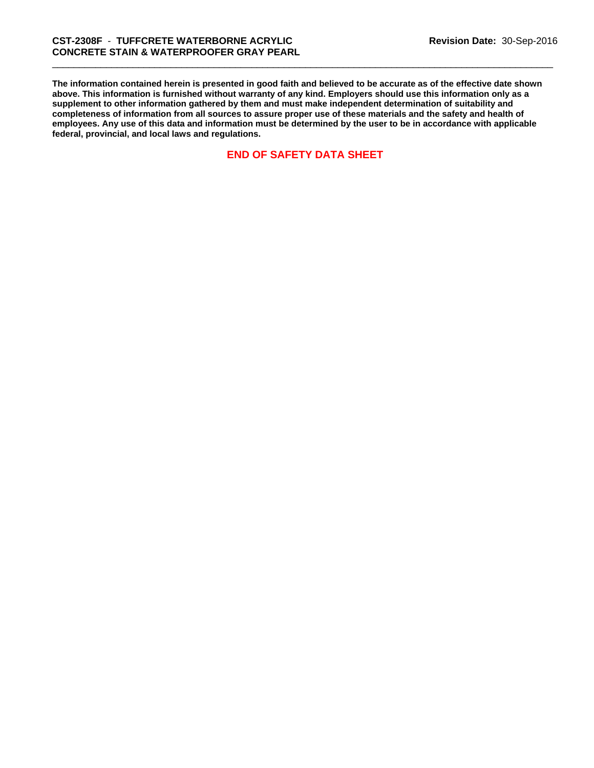**The information contained herein is presented in good faith and believed to be accurate as of the effective date shown above. This information is furnished without warranty of any kind. Employers should use this information only as a supplement to other information gathered by them and must make independent determination of suitability and completeness of information from all sources to assure proper use of these materials and the safety and health of employees. Any use of this data and information must be determined by the user to be in accordance with applicable federal, provincial, and local laws and regulations.**

**END OF SAFETY DATA SHEET**